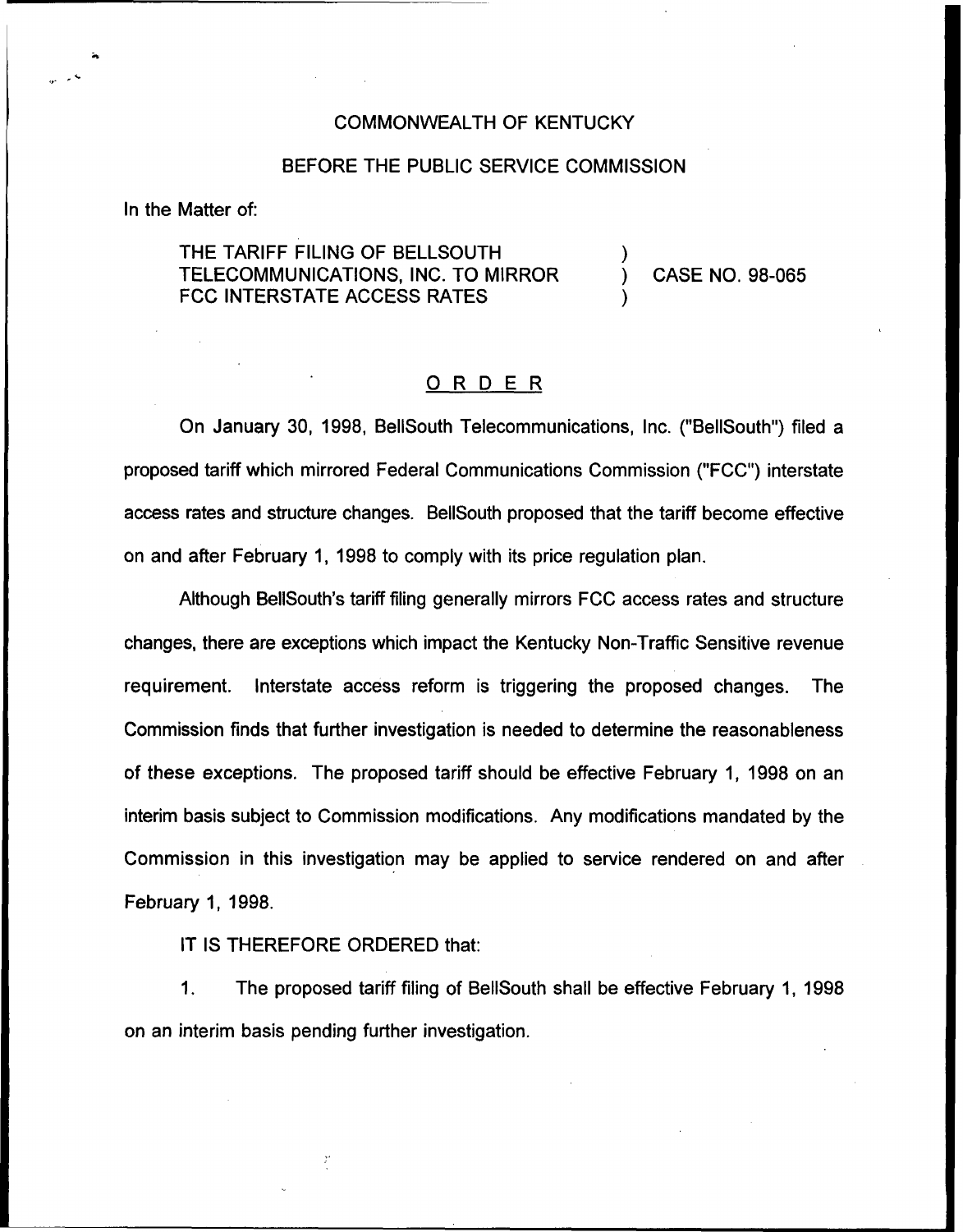COMMONWEALTH OF KENTUCKY

BEFORE THE PUBLIC SERVICE COMMISSION

In the Matter of:

THE TARIFF FILING OF BELLSOUTH TELECOMMUNICATIONS, INC. TO MIRROR FCC INTERSTATE ACCESS RATES ) CASE NO. 98-065

## O R D E R

On January 30, 1998, BellSouth Telecommunications, Inc. ("BellSouth") filed a proposed tariff which mirrored Federal Communications Commission ("FCC") interstate access rates and structure changes. BellSouth proposed that the tariff become effective on and after February 1, 1998 to comply with its price regulation plan.

Although BellSouth's tariff filing generally mirrors FCC access rates and structure changes, there are exceptions which impact the Kentucky Non-Traffic Sensitive revenue requirement. Interstate access reform is triggering the proposed changes. The Commission finds that further investigation is needed to determine the reasonableness of these exceptions. The proposed tariff should be effective February 1, 1998 on an interim basis subject to Commission modifications. Any modifications mandated by the Commission in this investigation may be applied to service rendered on and after February 1, 1998.

IT IS THEREFORE ORDERED that:

1. The proposed tariff filing of BellSouth shall be effective February 1, 1998 on an interim basis pending further investigation.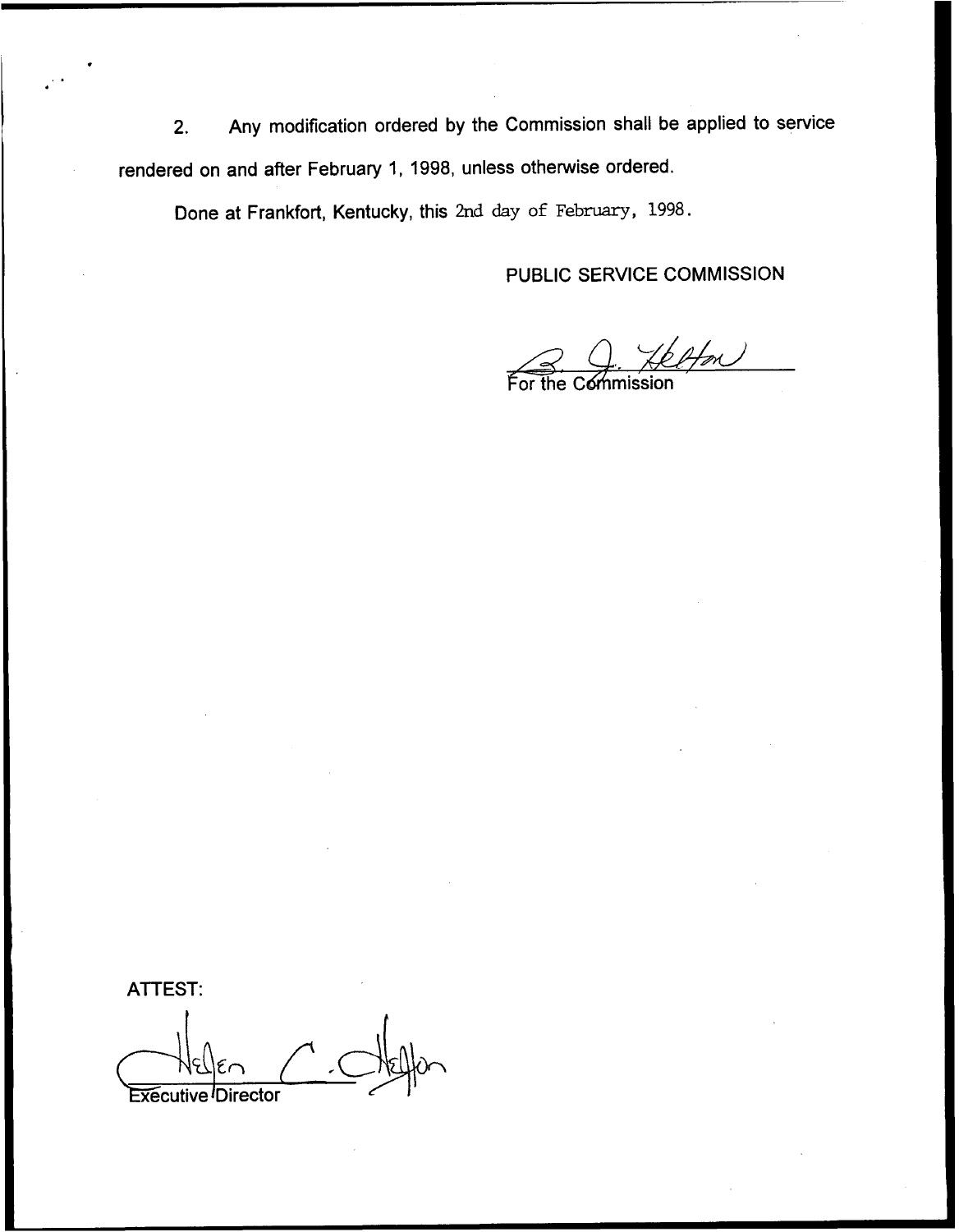2. Any modification ordered by the Commission shall be applied to service rendered on and after February 1, 1998, unless otherwise ordered.

Done at Frankfort, Kentucky, this 2nd day of February, 1998.

PUBLIC SERVICE COMMISSION

For the Commission

ATTEST:

Executive Director